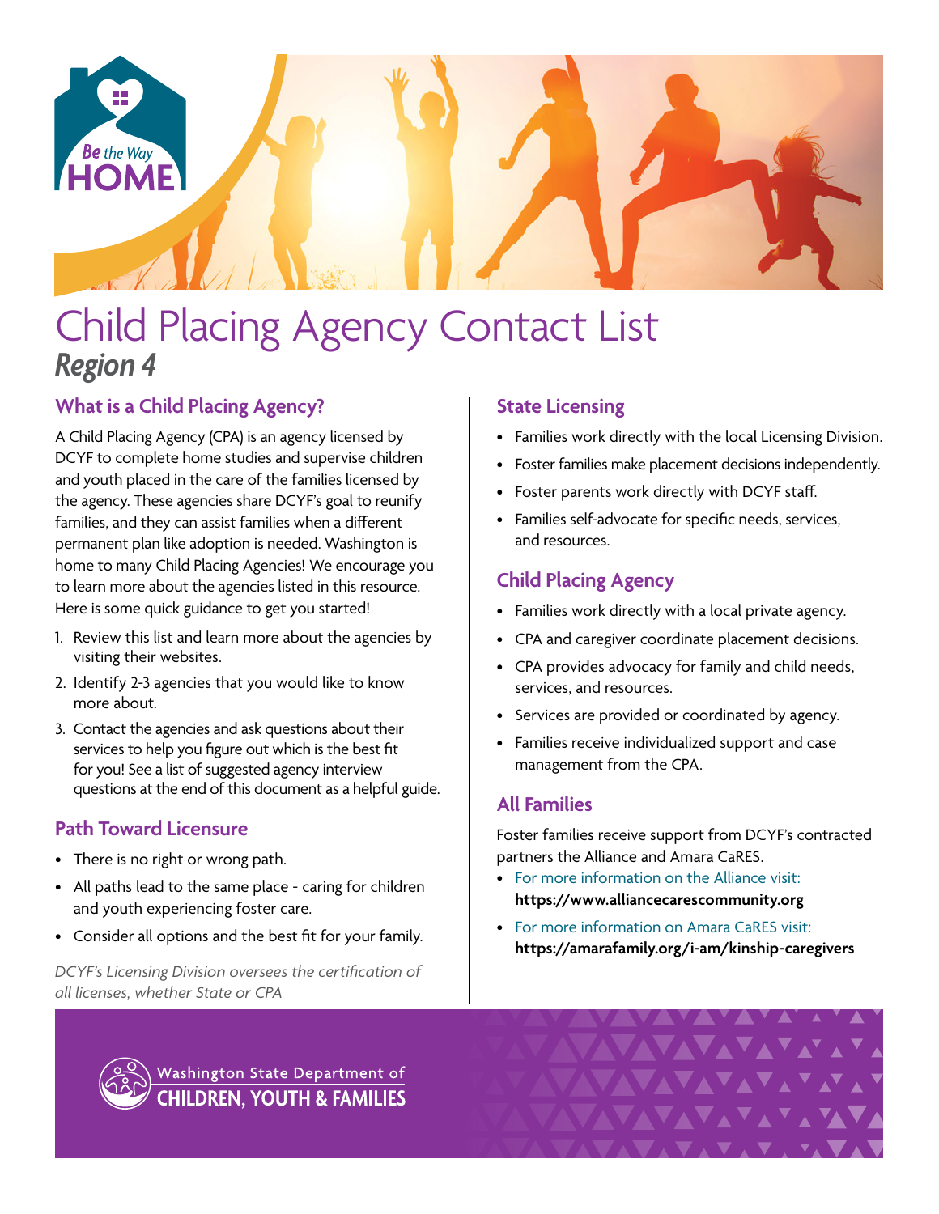# Child Placing Agency Contact List

***Region 4***

## What is a Child Placing Agency?

A Child Placing Agency (CPA) is an agency licensed by DCYF to complete home studies and supervise children and youth placed in the care of the families licensed by the agency. These agencies share DCYF's goal to reunify families, and they can assist families when a different permanent plan like adoption is needed. Washington is home to many Child Placing Agencies! We encourage you to learn more about the agencies listed in this resource. Here is some quick guidance to get you started!

1. Review this list and learn more about the agencies by visiting their websites.
2. Identify 2-3 agencies that you would like to know more about.
3. Contact the agencies and ask questions about their services to help you figure out which is the best fit for you! See a list of suggested agency interview questions at the end of this document as a helpful guide.

## Path Toward Licensure

- There is no right or wrong path.
- All paths lead to the same place - caring for children and youth experiencing foster care.
- Consider all options and the best fit for your family.

*DCYF's Licensing Division oversees the certification of all licenses, whether State or CPA*

## State Licensing

- Families work directly with the local Licensing Division.
- Foster families make placement decisions independently.
- Foster parents work directly with DCYF staff.
- Families self-advocate for specific needs, services, and resources.

## Child Placing Agency

- Families work directly with a local private agency.
- CPA and caregiver coordinate placement decisions.
- CPA provides advocacy for family and child needs, services, and resources.
- Services are provided or coordinated by agency.
- Families receive individualized support and case management from the CPA.

## All Families

Foster families receive support from DCYF's contracted partners the Alliance and Amara CaRES.

- For more information on the Alliance visit: **https://www.alliancecarescommunity.org**
- For more information on Amara CaRES visit: **https://amarafamily.org/i-am/kinship-caregivers**

Washington State Department of CHILDREN, YOUTH & FAMILIES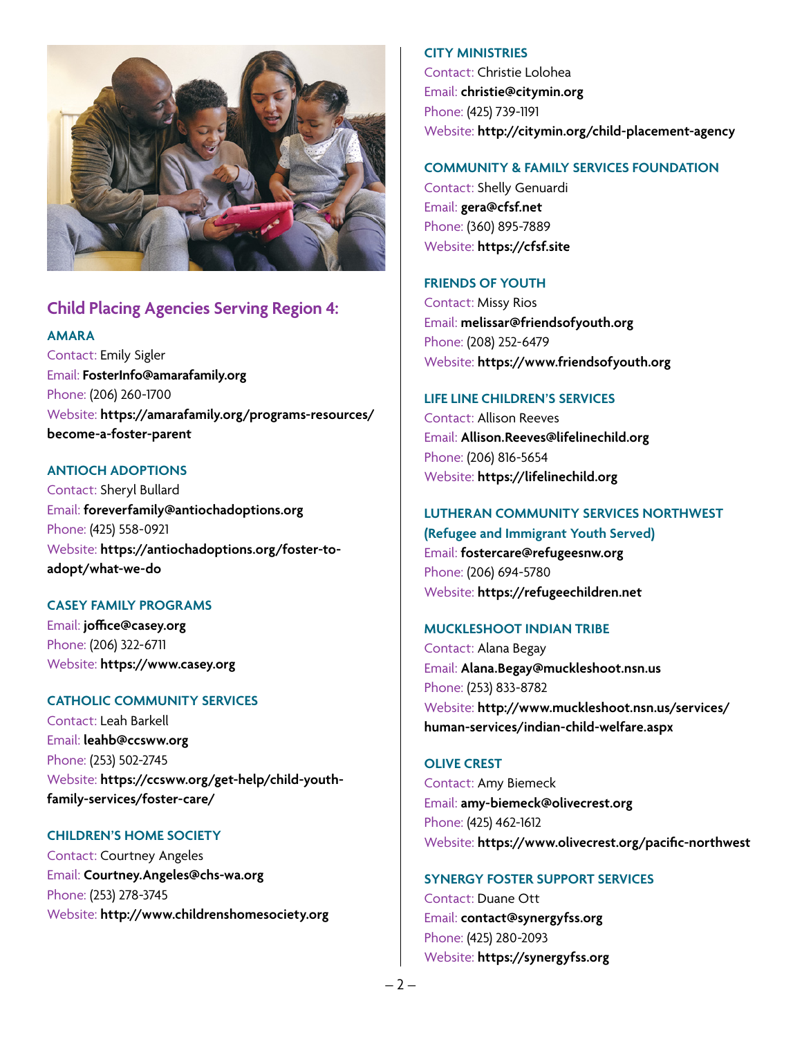## Child Placing Agencies Serving Region 4:

### AMARA

Contact: Emily Sigler
Email: **FosterInfo@amarafamily.org**
Phone: (206) 260-1700
Website: **https://amarafamily.org/programs-resources/become-a-foster-parent**

### ANTIOCH ADOPTIONS

Contact: Sheryl Bullard
Email: **foreverfamily@antiochadoptions.org**
Phone: (425) 558-0921
Website: **https://antiochadoptions.org/foster-to-adopt/what-we-do**

### CASEY FAMILY PROGRAMS

Email: **joffice@casey.org**
Phone: (206) 322-6711
Website: **https://www.casey.org**

### CATHOLIC COMMUNITY SERVICES

Contact: Leah Barkell
Email: **leahb@ccsww.org**
Phone: (253) 502-2745
Website: **https://ccsww.org/get-help/child-youth-family-services/foster-care/**

### CHILDREN'S HOME SOCIETY

Contact: Courtney Angeles
Email: **Courtney.Angeles@chs-wa.org**
Phone: (253) 278-3745
Website: **http://www.childrenshomesociety.org**

### CITY MINISTRIES

Contact: Christie Lolohea
Email: **christie@citymin.org**
Phone: (425) 739-1191
Website: **http://citymin.org/child-placement-agency**

### COMMUNITY & FAMILY SERVICES FOUNDATION

Contact: Shelly Genuardi
Email: **gera@cfsf.net**
Phone: (360) 895-7889
Website: **https://cfsf.site**

### FRIENDS OF YOUTH

Contact: Missy Rios
Email: **melissar@friendsofyouth.org**
Phone: (208) 252-6479
Website: **https://www.friendsofyouth.org**

### LIFE LINE CHILDREN'S SERVICES

Contact: Allison Reeves
Email: **Allison.Reeves@lifelinechild.org**
Phone: (206) 816-5654
Website: **https://lifelinechild.org**

### LUTHERAN COMMUNITY SERVICES NORTHWEST (Refugee and Immigrant Youth Served)

Email: **fostercare@refugeesnw.org**
Phone: (206) 694-5780
Website: **https://refugeechildren.net**

### MUCKLESHOOT INDIAN TRIBE

Contact: Alana Begay
Email: **Alana.Begay@muckleshoot.nsn.us**
Phone: (253) 833-8782
Website: **http://www.muckleshoot.nsn.us/services/human-services/indian-child-welfare.aspx**

### OLIVE CREST

Contact: Amy Biemeck
Email: **amy-biemeck@olivecrest.org**
Phone: (425) 462-1612
Website: **https://www.olivecrest.org/pacific-northwest**

### SYNERGY FOSTER SUPPORT SERVICES

Contact: Duane Ott
Email: **contact@synergyfss.org**
Phone: (425) 280-2093
Website: **https://synergyfss.org**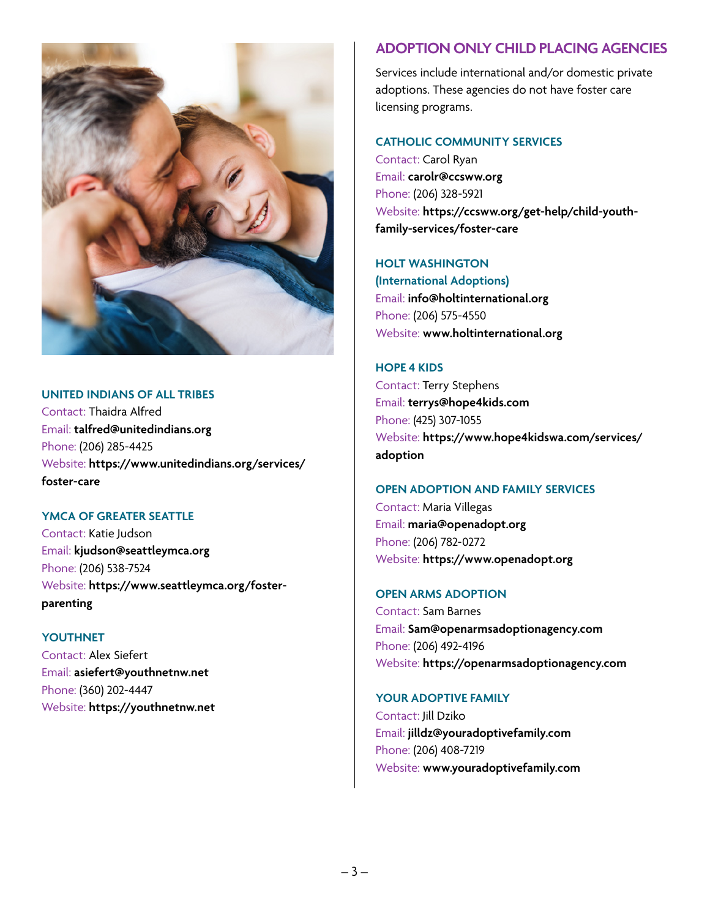### UNITED INDIANS OF ALL TRIBES

Contact: Thaidra Alfred
Email: **talfred@unitedindians.org**
Phone: (206) 285-4425
Website: **https://www.unitedindians.org/services/foster-care**

### YMCA OF GREATER SEATTLE

Contact: Katie Judson
Email: **kjudson@seattleymca.org**
Phone: (206) 538-7524
Website: **https://www.seattleymca.org/foster-parenting**

### YOUTHNET

Contact: Alex Siefert
Email: **asiefert@youthnetnw.net**
Phone: (360) 202-4447
Website: **https://youthnetnw.net**

## ADOPTION ONLY CHILD PLACING AGENCIES

Services include international and/or domestic private adoptions. These agencies do not have foster care licensing programs.

### CATHOLIC COMMUNITY SERVICES

Contact: Carol Ryan
Email: **carolr@ccsww.org**
Phone: (206) 328-5921
Website: **https://ccsww.org/get-help/child-youth-family-services/foster-care**

### HOLT WASHINGTON (International Adoptions)

Email: **info@holtinternational.org**
Phone: (206) 575-4550
Website: **www.holtinternational.org**

### HOPE 4 KIDS

Contact: Terry Stephens
Email: **terrys@hope4kids.com**
Phone: (425) 307-1055
Website: **https://www.hope4kidswa.com/services/adoption**

### OPEN ADOPTION AND FAMILY SERVICES

Contact: Maria Villegas
Email: **maria@openadopt.org**
Phone: (206) 782-0272
Website: **https://www.openadopt.org**

### OPEN ARMS ADOPTION

Contact: Sam Barnes
Email: **Sam@openarmsadoptionagency.com**
Phone: (206) 492-4196
Website: **https://openarmsadoptionagency.com**

### YOUR ADOPTIVE FAMILY

Contact: Jill Dziko
Email: **jilldz@youradoptivefamily.com**
Phone: (206) 408-7219
Website: **www.youradoptivefamily.com**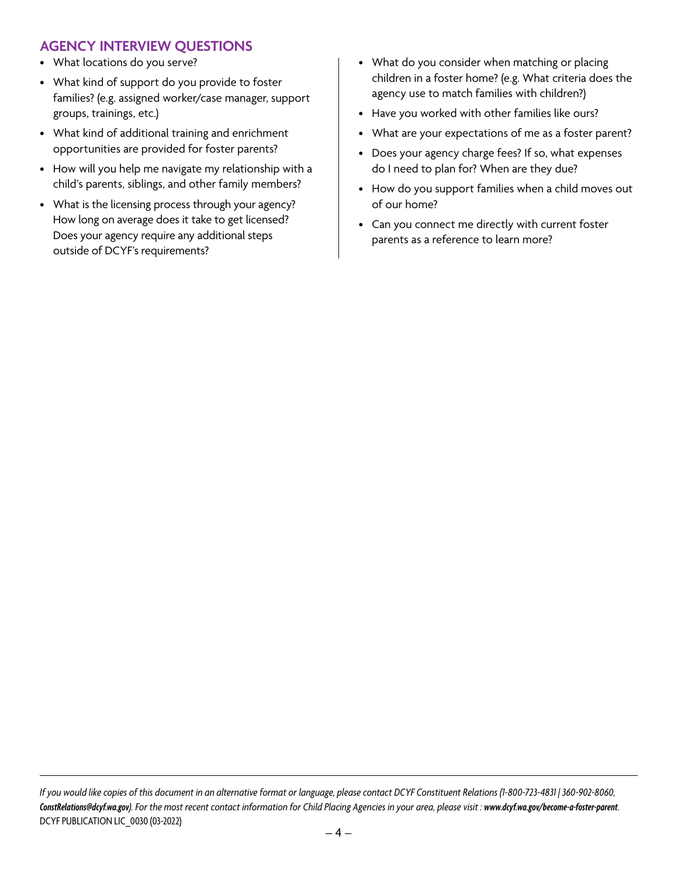## AGENCY INTERVIEW QUESTIONS

- What locations do you serve?
- What kind of support do you provide to foster families? (e.g. assigned worker/case manager, support groups, trainings, etc.)
- What kind of additional training and enrichment opportunities are provided for foster parents?
- How will you help me navigate my relationship with a child's parents, siblings, and other family members?
- What is the licensing process through your agency? How long on average does it take to get licensed? Does your agency require any additional steps outside of DCYF's requirements?
- What do you consider when matching or placing children in a foster home? (e.g. What criteria does the agency use to match families with children?)
- Have you worked with other families like ours?
- What are your expectations of me as a foster parent?
- Does your agency charge fees? If so, what expenses do I need to plan for? When are they due?
- How do you support families when a child moves out of our home?
- Can you connect me directly with current foster parents as a reference to learn more?

*If you would like copies of this document in an alternative format or language, please contact DCYF Constituent Relations (1-800-723-4831 | 360-902-8060,* ***ConstRelations@dcyf.wa.gov****). For the most recent contact information for Child Placing Agencies in your area, please visit :* ***www.dcyf.wa.gov/become-a-foster-parent****.*
DCYF PUBLICATION LIC_0030 (03-2022)